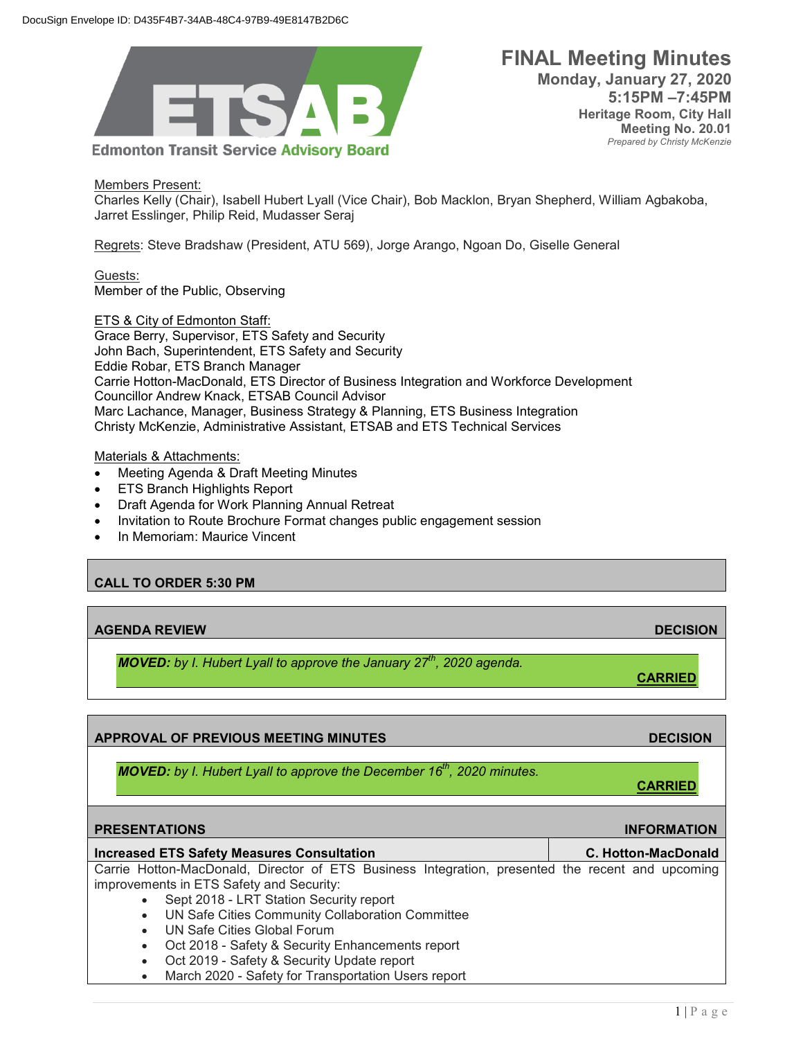DocuSign Envelope ID: D435F4B7-34AB-48C4-97B9-49E8147B2D6C

**ETSAB**
**Edmonton Transit Service Advisory Board**

# FINAL Meeting Minutes

**Monday, January 27, 2020**
**5:15PM –7:45PM**
**Heritage Room, City Hall**
**Meeting No. 20.01**
*Prepared by Christy McKenzie*

Members Present:
Charles Kelly (Chair), Isabell Hubert Lyall (Vice Chair), Bob Macklon, Bryan Shepherd, William Agbakoba, Jarret Esslinger, Philip Reid, Mudasser Seraj

Regrets: Steve Bradshaw (President, ATU 569), Jorge Arango, Ngoan Do, Giselle General

Guests:
Member of the Public, Observing

ETS & City of Edmonton Staff:
Grace Berry, Supervisor, ETS Safety and Security
John Bach, Superintendent, ETS Safety and Security
Eddie Robar, ETS Branch Manager
Carrie Hotton-MacDonald, ETS Director of Business Integration and Workforce Development
Councillor Andrew Knack, ETSAB Council Advisor
Marc Lachance, Manager, Business Strategy & Planning, ETS Business Integration
Christy McKenzie, Administrative Assistant, ETSAB and ETS Technical Services

Materials & Attachments:

- Meeting Agenda & Draft Meeting Minutes
- ETS Branch Highlights Report
- Draft Agenda for Work Planning Annual Retreat
- Invitation to Route Brochure Format changes public engagement session
- In Memoriam: Maurice Vincent

## CALL TO ORDER 5:30 PM

## AGENDA REVIEW — DECISION

***MOVED:** by I. Hubert Lyall to approve the January 27th, 2020 agenda.*

**CARRIED**

## APPROVAL OF PREVIOUS MEETING MINUTES — DECISION

***MOVED:** by I. Hubert Lyall to approve the December 16th, 2020 minutes.*

**CARRIED**

## PRESENTATIONS — INFORMATION

### Increased ETS Safety Measures Consultation — C. Hotton-MacDonald

Carrie Hotton-MacDonald, Director of ETS Business Integration, presented the recent and upcoming improvements in ETS Safety and Security:

- Sept 2018 - LRT Station Security report
- UN Safe Cities Community Collaboration Committee
- UN Safe Cities Global Forum
- Oct 2018 - Safety & Security Enhancements report
- Oct 2019 - Safety & Security Update report
- March 2020 - Safety for Transportation Users report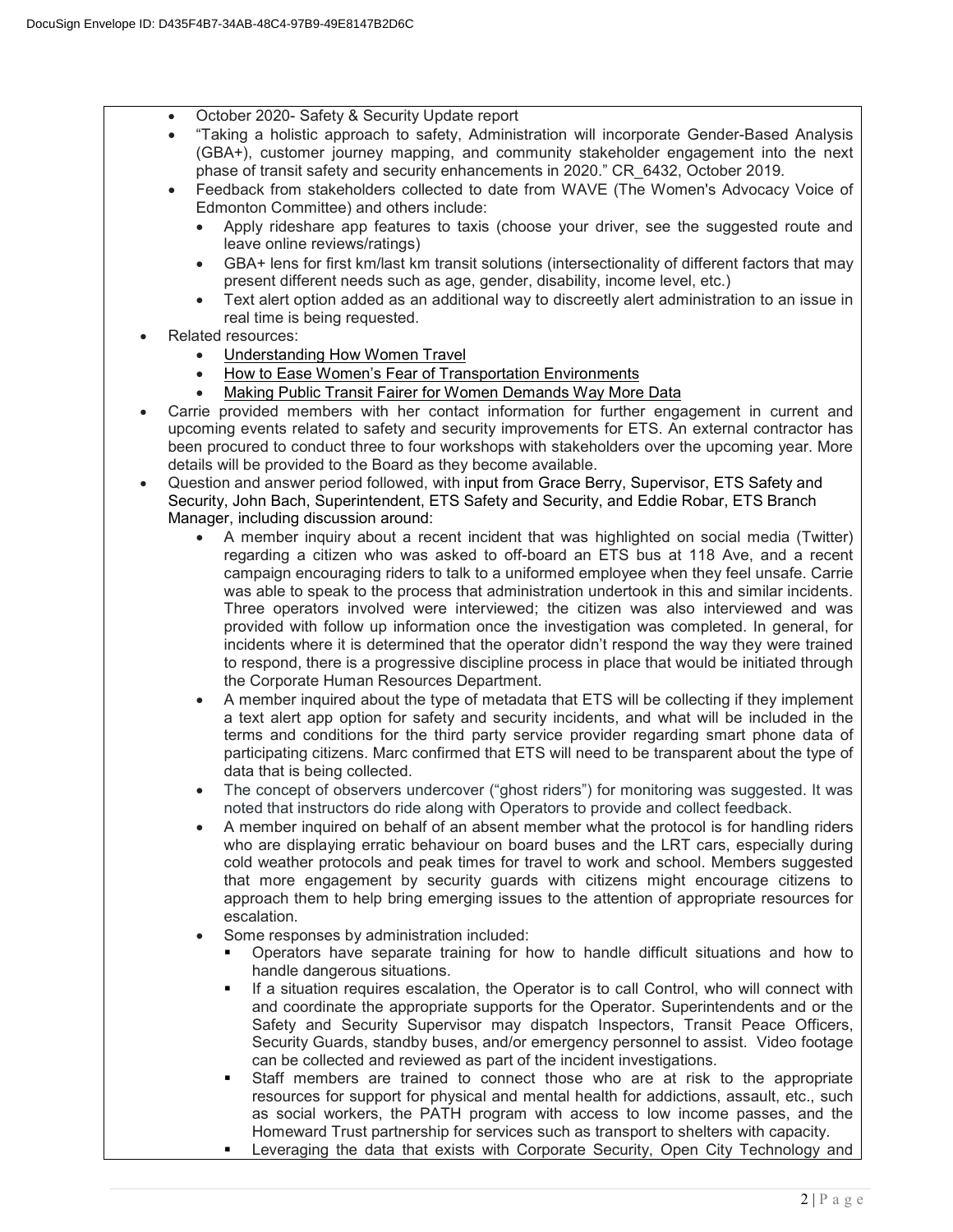- October 2020- Safety & Security Update report
- "Taking a holistic approach to safety, Administration will incorporate Gender-Based Analysis (GBA+), customer journey mapping, and community stakeholder engagement into the next phase of transit safety and security enhancements in 2020." CR_6432, October 2019.
- Feedback from stakeholders collected to date from WAVE (The Women's Advocacy Voice of Edmonton Committee) and others include:
  - Apply rideshare app features to taxis (choose your driver, see the suggested route and leave online reviews/ratings)
  - GBA+ lens for first km/last km transit solutions (intersectionality of different factors that may present different needs such as age, gender, disability, income level, etc.)
  - Text alert option added as an additional way to discreetly alert administration to an issue in real time is being requested.
- Related resources:
  - Understanding How Women Travel
  - How to Ease Women's Fear of Transportation Environments
  - Making Public Transit Fairer for Women Demands Way More Data
- Carrie provided members with her contact information for further engagement in current and upcoming events related to safety and security improvements for ETS. An external contractor has been procured to conduct three to four workshops with stakeholders over the upcoming year. More details will be provided to the Board as they become available.
- Question and answer period followed, with input from Grace Berry, Supervisor, ETS Safety and Security, John Bach, Superintendent, ETS Safety and Security, and Eddie Robar, ETS Branch Manager, including discussion around:
  - A member inquiry about a recent incident that was highlighted on social media (Twitter) regarding a citizen who was asked to off-board an ETS bus at 118 Ave, and a recent campaign encouraging riders to talk to a uniformed employee when they feel unsafe. Carrie was able to speak to the process that administration undertook in this and similar incidents. Three operators involved were interviewed; the citizen was also interviewed and was provided with follow up information once the investigation was completed. In general, for incidents where it is determined that the operator didn't respond the way they were trained to respond, there is a progressive discipline process in place that would be initiated through the Corporate Human Resources Department.
  - A member inquired about the type of metadata that ETS will be collecting if they implement a text alert app option for safety and security incidents, and what will be included in the terms and conditions for the third party service provider regarding smart phone data of participating citizens. Marc confirmed that ETS will need to be transparent about the type of data that is being collected.
  - The concept of observers undercover ("ghost riders") for monitoring was suggested. It was noted that instructors do ride along with Operators to provide and collect feedback.
  - A member inquired on behalf of an absent member what the protocol is for handling riders who are displaying erratic behaviour on board buses and the LRT cars, especially during cold weather protocols and peak times for travel to work and school. Members suggested that more engagement by security guards with citizens might encourage citizens to approach them to help bring emerging issues to the attention of appropriate resources for escalation.
  - Some responses by administration included:
    - Operators have separate training for how to handle difficult situations and how to handle dangerous situations.
    - If a situation requires escalation, the Operator is to call Control, who will connect with and coordinate the appropriate supports for the Operator. Superintendents and or the Safety and Security Supervisor may dispatch Inspectors, Transit Peace Officers, Security Guards, standby buses, and/or emergency personnel to assist. Video footage can be collected and reviewed as part of the incident investigations.
    - Staff members are trained to connect those who are at risk to the appropriate resources for support for physical and mental health for addictions, assault, etc., such as social workers, the PATH program with access to low income passes, and the Homeward Trust partnership for services such as transport to shelters with capacity.
    - Leveraging the data that exists with Corporate Security, Open City Technology and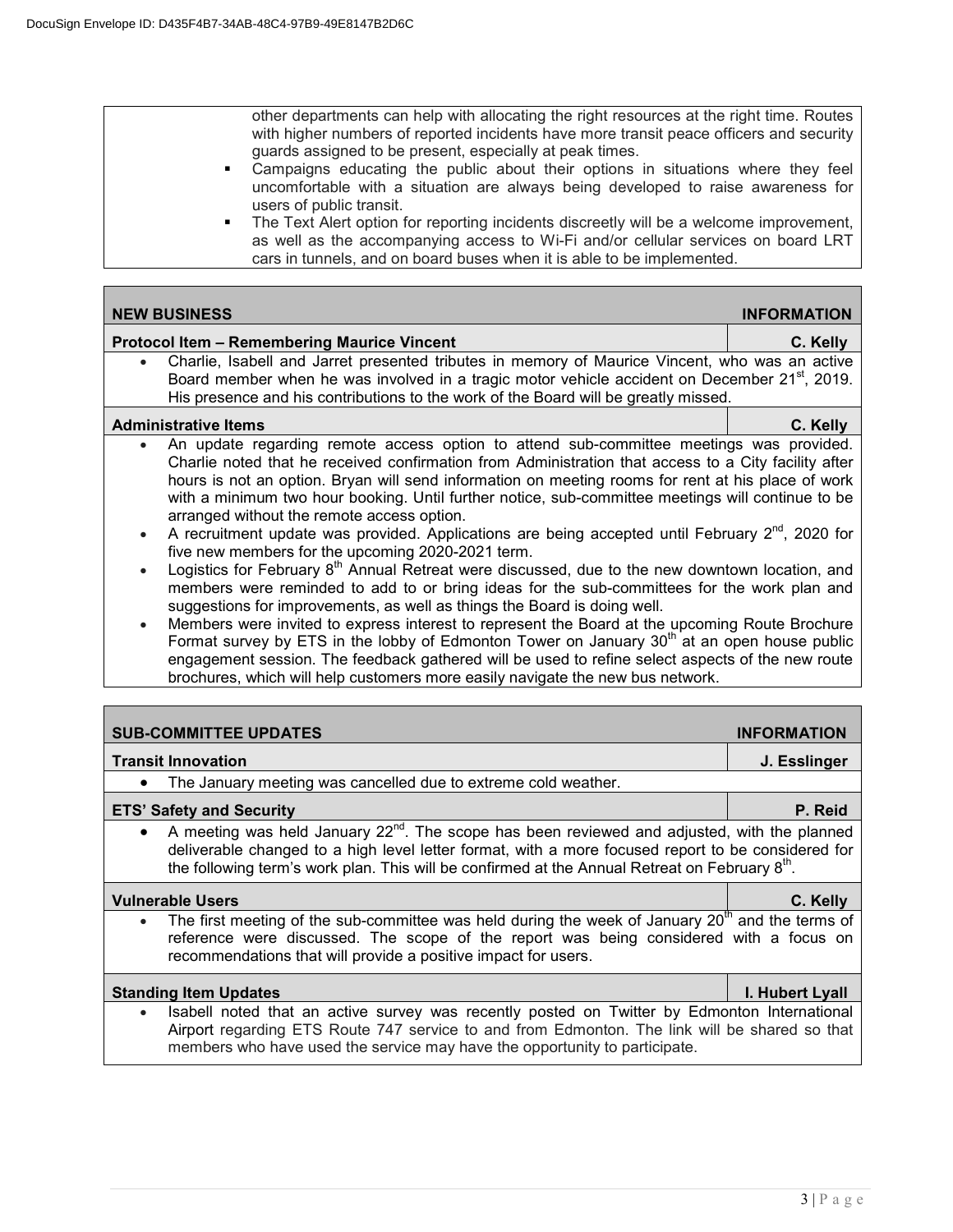other departments can help with allocating the right resources at the right time. Routes with higher numbers of reported incidents have more transit peace officers and security guards assigned to be present, especially at peak times.

- Campaigns educating the public about their options in situations where they feel uncomfortable with a situation are always being developed to raise awareness for users of public transit.
- The Text Alert option for reporting incidents discreetly will be a welcome improvement, as well as the accompanying access to Wi-Fi and/or cellular services on board LRT cars in tunnels, and on board buses when it is able to be implemented.

## NEW BUSINESS — INFORMATION

**Protocol Item – Remembering Maurice Vincent** — **C. Kelly**

- Charlie, Isabell and Jarret presented tributes in memory of Maurice Vincent, who was an active Board member when he was involved in a tragic motor vehicle accident on December 21st, 2019. His presence and his contributions to the work of the Board will be greatly missed.

**Administrative Items** — **C. Kelly**

- An update regarding remote access option to attend sub-committee meetings was provided. Charlie noted that he received confirmation from Administration that access to a City facility after hours is not an option. Bryan will send information on meeting rooms for rent at his place of work with a minimum two hour booking. Until further notice, sub-committee meetings will continue to be arranged without the remote access option.
- A recruitment update was provided. Applications are being accepted until February 2nd, 2020 for five new members for the upcoming 2020-2021 term.
- Logistics for February 8th Annual Retreat were discussed, due to the new downtown location, and members were reminded to add to or bring ideas for the sub-committees for the work plan and suggestions for improvements, as well as things the Board is doing well.
- Members were invited to express interest to represent the Board at the upcoming Route Brochure Format survey by ETS in the lobby of Edmonton Tower on January 30th at an open house public engagement session. The feedback gathered will be used to refine select aspects of the new route brochures, which will help customers more easily navigate the new bus network.

## SUB-COMMITTEE UPDATES — INFORMATION

**Transit Innovation** — **J. Esslinger**

- The January meeting was cancelled due to extreme cold weather.

**ETS' Safety and Security** — **P. Reid**

- A meeting was held January 22nd. The scope has been reviewed and adjusted, with the planned deliverable changed to a high level letter format, with a more focused report to be considered for the following term's work plan. This will be confirmed at the Annual Retreat on February 8th.

**Vulnerable Users** — **C. Kelly**

- The first meeting of the sub-committee was held during the week of January 20th and the terms of reference were discussed. The scope of the report was being considered with a focus on recommendations that will provide a positive impact for users.

**Standing Item Updates** — **I. Hubert Lyall**

- Isabell noted that an active survey was recently posted on Twitter by Edmonton International Airport regarding ETS Route 747 service to and from Edmonton. The link will be shared so that members who have used the service may have the opportunity to participate.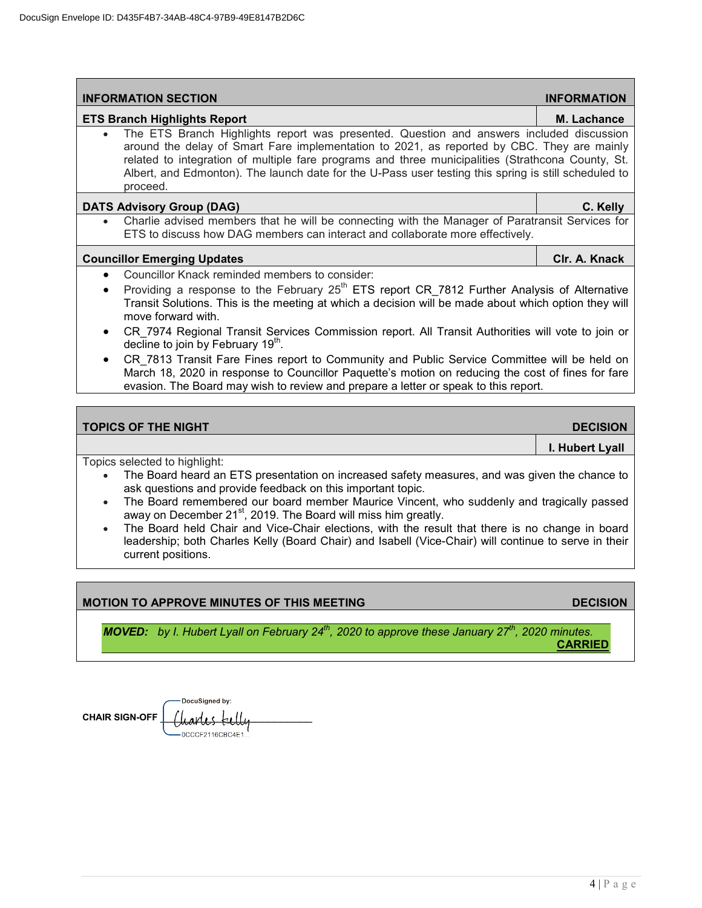| INFORMATION SECTION | INFORMATION |
| --- | --- |
| **ETS Branch Highlights Report** | **M. Lachance** |

- The ETS Branch Highlights report was presented. Question and answers included discussion around the delay of Smart Fare implementation to 2021, as reported by CBC. They are mainly related to integration of multiple fare programs and three municipalities (Strathcona County, St. Albert, and Edmonton). The launch date for the U-Pass user testing this spring is still scheduled to proceed.

| | |
| --- | --- |
| **DATS Advisory Group (DAG)** | **C. Kelly** |

- Charlie advised members that he will be connecting with the Manager of Paratransit Services for ETS to discuss how DAG members can interact and collaborate more effectively.

| | |
| --- | --- |
| **Councillor Emerging Updates** | **Clr. A. Knack** |

- Councillor Knack reminded members to consider:
- Providing a response to the February 25th ETS report CR_7812 Further Analysis of Alternative Transit Solutions. This is the meeting at which a decision will be made about which option they will move forward with.
- CR_7974 Regional Transit Services Commission report. All Transit Authorities will vote to join or decline to join by February 19th.
- CR_7813 Transit Fare Fines report to Community and Public Service Committee will be held on March 18, 2020 in response to Councillor Paquette's motion on reducing the cost of fines for fare evasion. The Board may wish to review and prepare a letter or speak to this report.

| TOPICS OF THE NIGHT | DECISION |
| --- | --- |
| | **I. Hubert Lyall** |

Topics selected to highlight:

- The Board heard an ETS presentation on increased safety measures, and was given the chance to ask questions and provide feedback on this important topic.
- The Board remembered our board member Maurice Vincent, who suddenly and tragically passed away on December 21st, 2019. The Board will miss him greatly.
- The Board held Chair and Vice-Chair elections, with the result that there is no change in board leadership; both Charles Kelly (Board Chair) and Isabell (Vice-Chair) will continue to serve in their current positions.

| MOTION TO APPROVE MINUTES OF THIS MEETING | DECISION |
| --- | --- |

***MOVED:*** *by I. Hubert Lyall on February 24th, 2020 to approve these January 27th, 2020 minutes.*
**CARRIED**

**CHAIR SIGN-OFF** DocuSigned by: Charles Kelly 0CCCF2116CBC4E1...